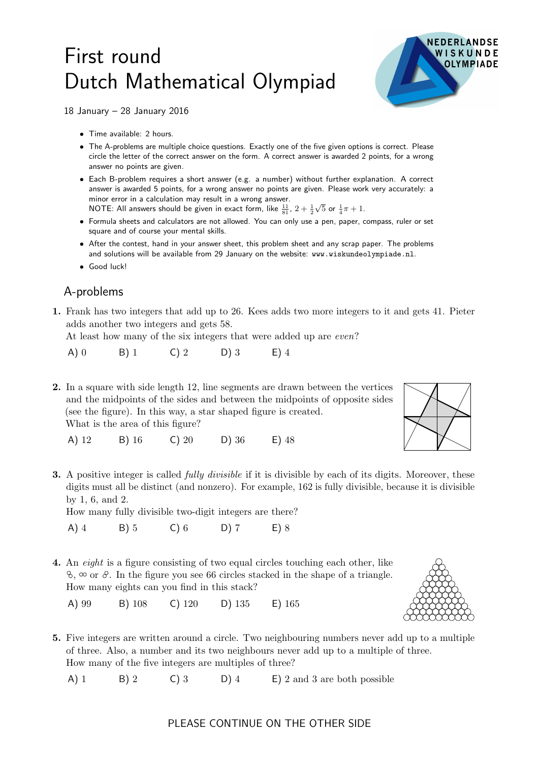# First round
# Dutch Mathematical Olympiad

18 January – 28 January 2016

- Time available: 2 hours.
- The A-problems are multiple choice questions. Exactly one of the five given options is correct. Please circle the letter of the correct answer on the form. A correct answer is awarded 2 points, for a wrong answer no points are given.
- Each B-problem requires a short answer (e.g. a number) without further explanation. A correct answer is awarded 5 points, for a wrong answer no points are given. Please work very accurately: a minor error in a calculation may result in a wrong answer.
  NOTE: All answers should be given in exact form, like $\frac{11}{81}$, $2+\frac{1}{2}\sqrt{5}$ or $\frac{1}{4}\pi+1$.
- Formula sheets and calculators are not allowed. You can only use a pen, paper, compass, ruler or set square and of course your mental skills.
- After the contest, hand in your answer sheet, this problem sheet and any scrap paper. The problems and solutions will be available from 29 January on the website: www.wiskundeolympiade.nl.
- Good luck!

## A-problems

**1.** Frank has two integers that add up to 26. Kees adds two more integers to it and gets 41. Pieter adds another two integers and gets 58.
At least how many of the six integers that were added up are *even*?

A) 0 B) 1 C) 2 D) 3 E) 4

**2.** In a square with side length 12, line segments are drawn between the vertices and the midpoints of the sides and between the midpoints of opposite sides (see the figure). In this way, a star shaped figure is created.
What is the area of this figure?

A) 12 B) 16 C) 20 D) 36 E) 48

**3.** A positive integer is called *fully divisible* if it is divisible by each of its digits. Moreover, these digits must all be distinct (and nonzero). For example, 162 is fully divisible, because it is divisible by 1, 6, and 2.
How many fully divisible two-digit integers are there?

A) 4 B) 5 C) 6 D) 7 E) 8

**4.** An *eight* is a figure consisting of two equal circles touching each other, like 8, ∞ or 8. In the figure you see 66 circles stacked in the shape of a triangle.
How many eights can you find in this stack?

A) 99 B) 108 C) 120 D) 135 E) 165

**5.** Five integers are written around a circle. Two neighbouring numbers never add up to a multiple of three. Also, a number and its two neighbours never add up to a multiple of three.
How many of the five integers are multiples of three?

A) 1 B) 2 C) 3 D) 4 E) 2 and 3 are both possible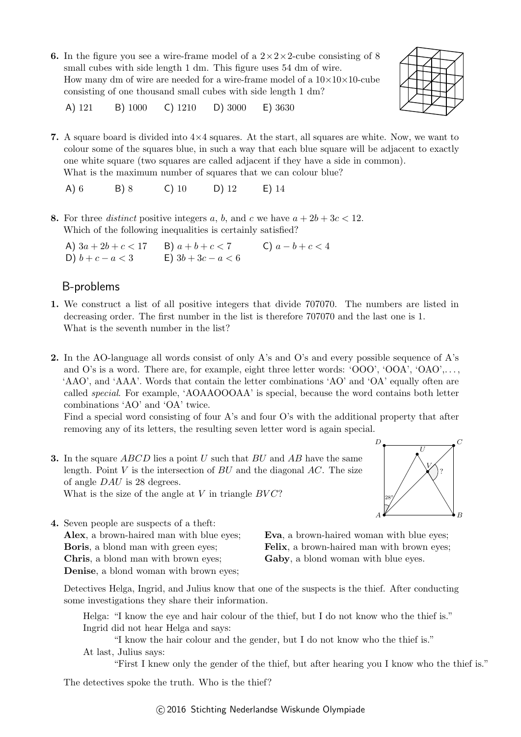**6.** In the figure you see a wire-frame model of a $2\times2\times2$-cube consisting of 8 small cubes with side length 1 dm. This figure uses 54 dm of wire.
How many dm of wire are needed for a wire-frame model of a $10\times10\times10$-cube consisting of one thousand small cubes with side length 1 dm?

A) 121 B) 1000 C) 1210 D) 3000 E) 3630

**7.** A square board is divided into $4\times4$ squares. At the start, all squares are white. Now, we want to colour some of the squares blue, in such a way that each blue square will be adjacent to exactly one white square (two squares are called adjacent if they have a side in common).
What is the maximum number of squares that we can colour blue?

A) 6 B) 8 C) 10 D) 12 E) 14

**8.** For three *distinct* positive integers $a$, $b$, and $c$ we have $a + 2b + 3c < 12$.
Which of the following inequalities is certainly satisfied?

A) $3a + 2b + c < 17$ B) $a + b + c < 7$ C) $a - b + c < 4$
D) $b + c - a < 3$ E) $3b + 3c - a < 6$

## B-problems

**1.** We construct a list of all positive integers that divide 707070. The numbers are listed in decreasing order. The first number in the list is therefore 707070 and the last one is 1.
What is the seventh number in the list?

**2.** In the AO-language all words consist of only A's and O's and every possible sequence of A's and O's is a word. There are, for example, eight three letter words: 'OOO', 'OOA', 'OAO',..., 'AAO', and 'AAA'. Words that contain the letter combinations 'AO' and 'OA' equally often are called *special*. For example, 'AOAAOOOAA' is special, because the word contains both letter combinations 'AO' and 'OA' twice.
Find a special word consisting of four A's and four O's with the additional property that after removing any of its letters, the resulting seven letter word is again special.

**3.** In the square $ABCD$ lies a point $U$ such that $BU$ and $AB$ have the same length. Point $V$ is the intersection of $BU$ and the diagonal $AC$. The size of angle $DAU$ is 28 degrees.
What is the size of the angle at $V$ in triangle $BVC$?

**4.** Seven people are suspects of a theft:
**Alex**, a brown-haired man with blue eyes;
**Boris**, a blond man with green eyes;
**Chris**, a blond man with brown eyes;
**Denise**, a blond woman with brown eyes;
**Eva**, a brown-haired woman with blue eyes;
**Felix**, a brown-haired man with brown eyes;
**Gaby**, a blond woman with blue eyes.

Detectives Helga, Ingrid, and Julius know that one of the suspects is the thief. After conducting some investigations they share their information.

Helga: "I know the eye and hair colour of the thief, but I do not know who the thief is."
Ingrid did not hear Helga and says:
"I know the hair colour and the gender, but I do not know who the thief is."
At last, Julius says:
"First I knew only the gender of the thief, but after hearing you I know who the thief is."

The detectives spoke the truth. Who is the thief?